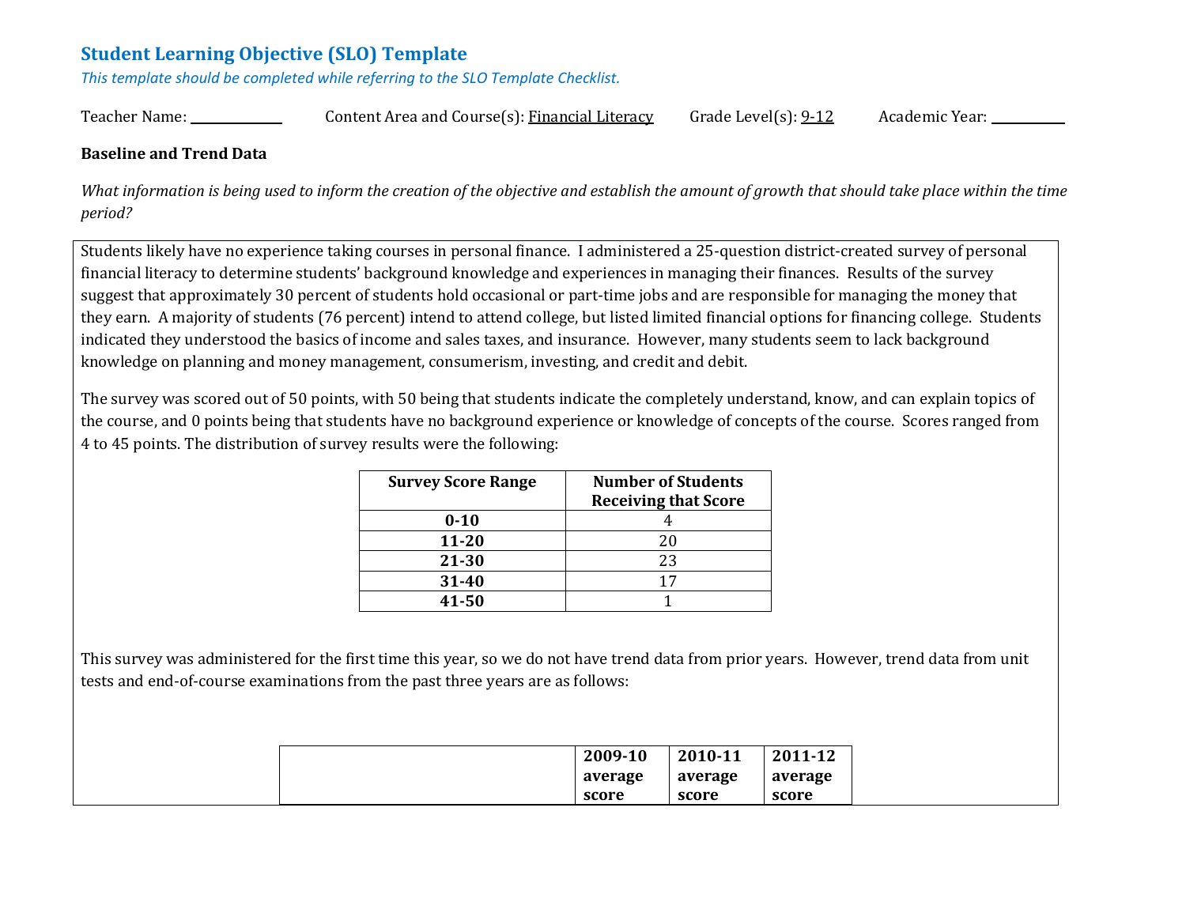## Student Learning Objective (SLO) Template

*This template should be completed while referring to the SLO Template Checklist.*

Teacher Name: ____________ Content Area and Course(s): Financial Literacy Grade Level(s): 9-12 Academic Year: __________

**Baseline and Trend Data**

*What information is being used to inform the creation of the objective and establish the amount of growth that should take place within the time period?*

Students likely have no experience taking courses in personal finance. I administered a 25-question district-created survey of personal financial literacy to determine students' background knowledge and experiences in managing their finances. Results of the survey suggest that approximately 30 percent of students hold occasional or part-time jobs and are responsible for managing the money that they earn. A majority of students (76 percent) intend to attend college, but listed limited financial options for financing college. Students indicated they understood the basics of income and sales taxes, and insurance. However, many students seem to lack background knowledge on planning and money management, consumerism, investing, and credit and debit.

The survey was scored out of 50 points, with 50 being that students indicate the completely understand, know, and can explain topics of the course, and 0 points being that students have no background experience or knowledge of concepts of the course. Scores ranged from 4 to 45 points. The distribution of survey results were the following:

| Survey Score Range | Number of Students Receiving that Score |
|---|---|
| 0-10 | 4 |
| 11-20 | 20 |
| 21-30 | 23 |
| 31-40 | 17 |
| 41-50 | 1 |

This survey was administered for the first time this year, so we do not have trend data from prior years. However, trend data from unit tests and end-of-course examinations from the past three years are as follows:

| | 2009-10 average score | 2010-11 average score | 2011-12 average score |
|---|---|---|---|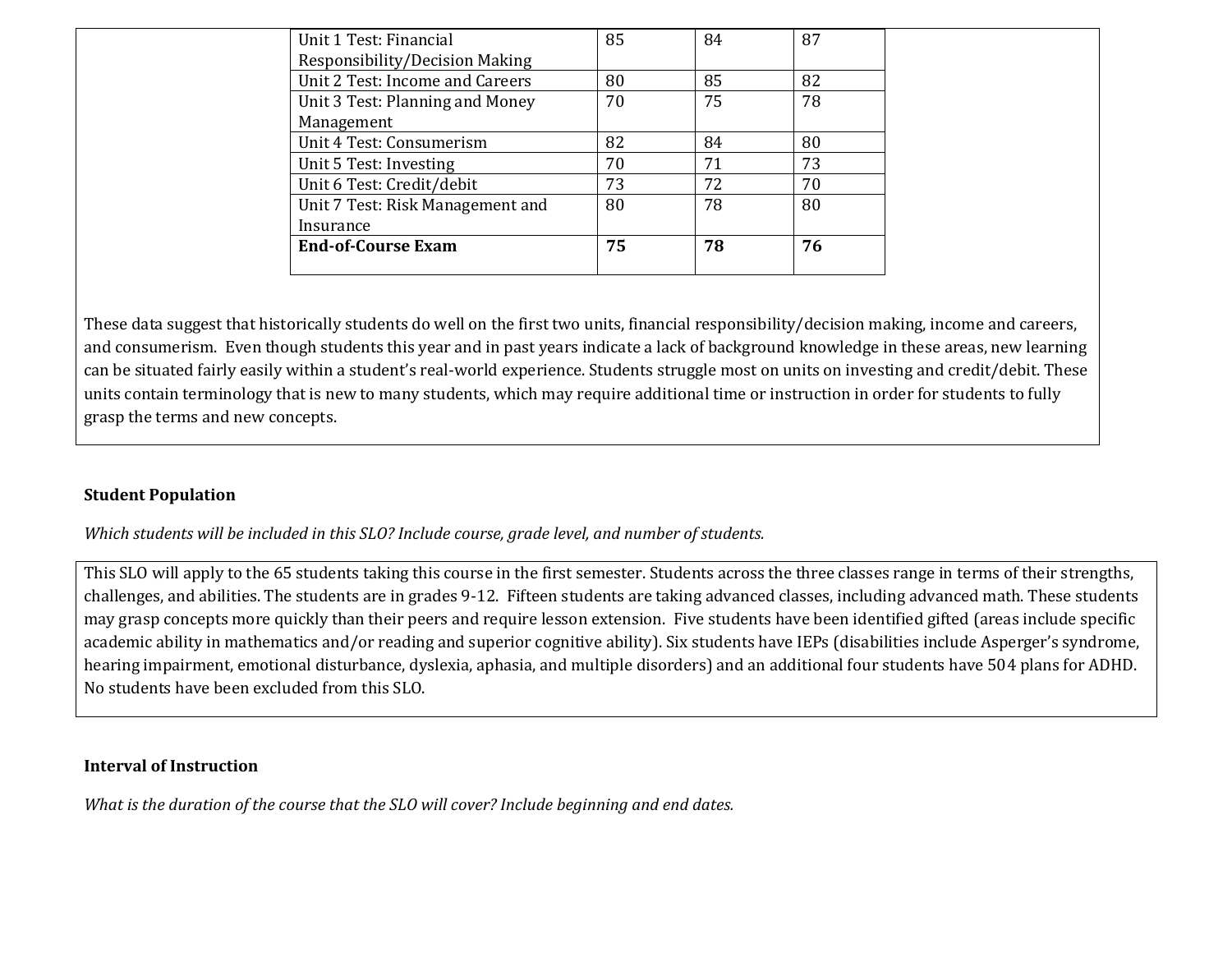| | | | |
|---|---|---|---|
| Unit 1 Test: Financial Responsibility/Decision Making | 85 | 84 | 87 |
| Unit 2 Test: Income and Careers | 80 | 85 | 82 |
| Unit 3 Test: Planning and Money Management | 70 | 75 | 78 |
| Unit 4 Test: Consumerism | 82 | 84 | 80 |
| Unit 5 Test: Investing | 70 | 71 | 73 |
| Unit 6 Test: Credit/debit | 73 | 72 | 70 |
| Unit 7 Test: Risk Management and Insurance | 80 | 78 | 80 |
| **End-of-Course Exam** | **75** | **78** | **76** |

These data suggest that historically students do well on the first two units, financial responsibility/decision making, income and careers, and consumerism. Even though students this year and in past years indicate a lack of background knowledge in these areas, new learning can be situated fairly easily within a student's real-world experience. Students struggle most on units on investing and credit/debit. These units contain terminology that is new to many students, which may require additional time or instruction in order for students to fully grasp the terms and new concepts.

**Student Population**

*Which students will be included in this SLO? Include course, grade level, and number of students.*

This SLO will apply to the 65 students taking this course in the first semester. Students across the three classes range in terms of their strengths, challenges, and abilities. The students are in grades 9-12. Fifteen students are taking advanced classes, including advanced math. These students may grasp concepts more quickly than their peers and require lesson extension. Five students have been identified gifted (areas include specific academic ability in mathematics and/or reading and superior cognitive ability). Six students have IEPs (disabilities include Asperger's syndrome, hearing impairment, emotional disturbance, dyslexia, aphasia, and multiple disorders) and an additional four students have 504 plans for ADHD. No students have been excluded from this SLO.

**Interval of Instruction**

*What is the duration of the course that the SLO will cover? Include beginning and end dates.*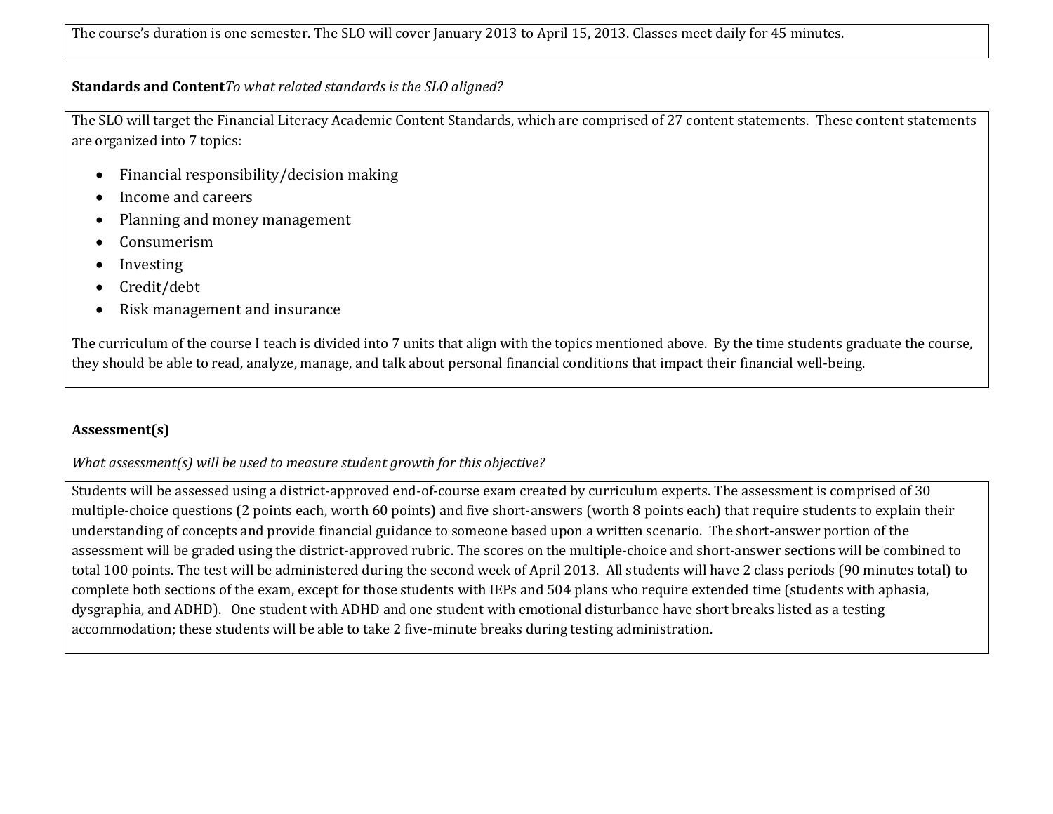The course's duration is one semester. The SLO will cover January 2013 to April 15, 2013. Classes meet daily for 45 minutes.

**Standards and Content** *To what related standards is the SLO aligned?*

The SLO will target the Financial Literacy Academic Content Standards, which are comprised of 27 content statements. These content statements are organized into 7 topics:

- Financial responsibility/decision making
- Income and careers
- Planning and money management
- Consumerism
- Investing
- Credit/debt
- Risk management and insurance

The curriculum of the course I teach is divided into 7 units that align with the topics mentioned above. By the time students graduate the course, they should be able to read, analyze, manage, and talk about personal financial conditions that impact their financial well-being.

**Assessment(s)**

*What assessment(s) will be used to measure student growth for this objective?*

Students will be assessed using a district-approved end-of-course exam created by curriculum experts. The assessment is comprised of 30 multiple-choice questions (2 points each, worth 60 points) and five short-answers (worth 8 points each) that require students to explain their understanding of concepts and provide financial guidance to someone based upon a written scenario. The short-answer portion of the assessment will be graded using the district-approved rubric. The scores on the multiple-choice and short-answer sections will be combined to total 100 points. The test will be administered during the second week of April 2013. All students will have 2 class periods (90 minutes total) to complete both sections of the exam, except for those students with IEPs and 504 plans who require extended time (students with aphasia, dysgraphia, and ADHD). One student with ADHD and one student with emotional disturbance have short breaks listed as a testing accommodation; these students will be able to take 2 five-minute breaks during testing administration.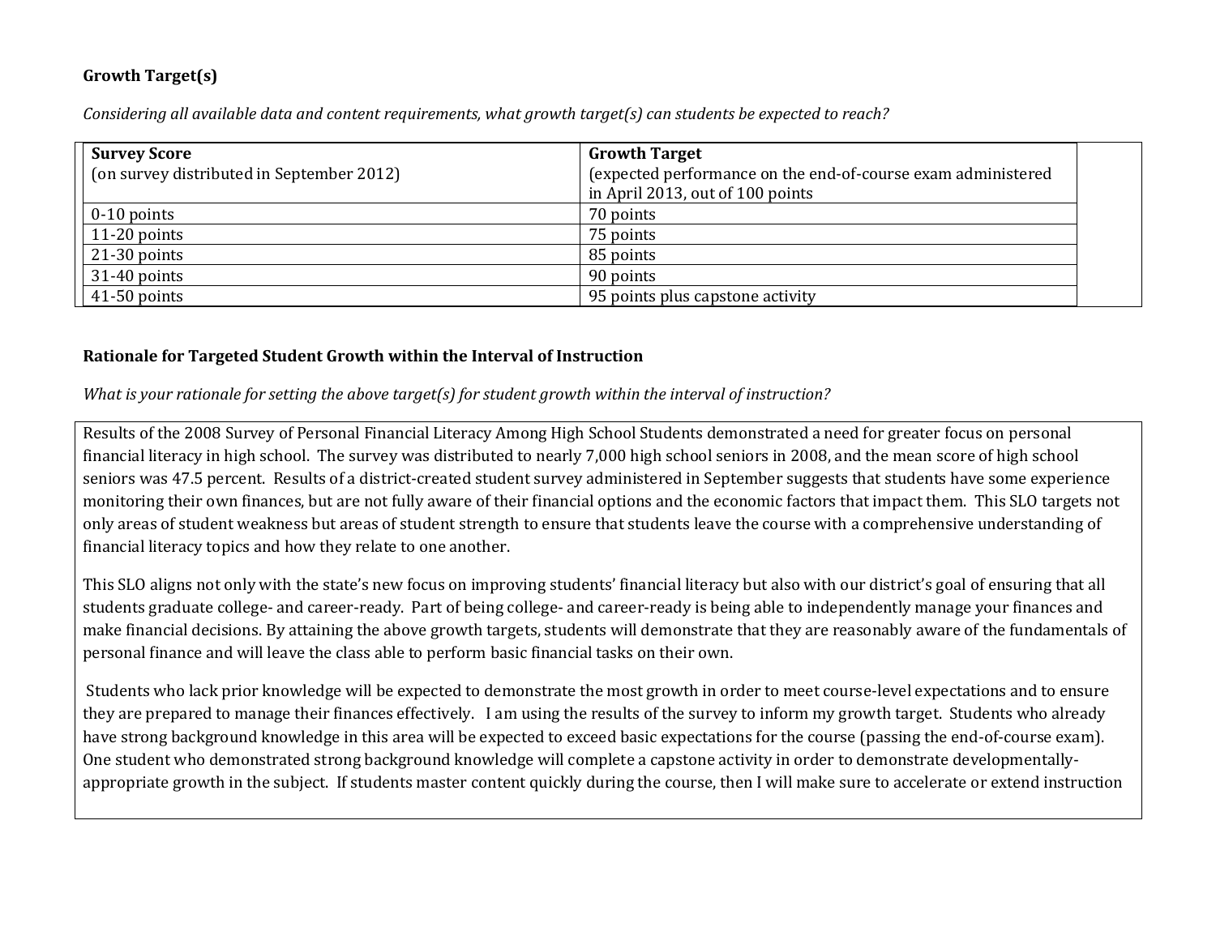**Growth Target(s)**

*Considering all available data and content requirements, what growth target(s) can students be expected to reach?*

| **Survey Score** (on survey distributed in September 2012) | **Growth Target** (expected performance on the end-of-course exam administered in April 2013, out of 100 points |
|---|---|
| 0-10 points | 70 points |
| 11-20 points | 75 points |
| 21-30 points | 85 points |
| 31-40 points | 90 points |
| 41-50 points | 95 points plus capstone activity |

**Rationale for Targeted Student Growth within the Interval of Instruction**

*What is your rationale for setting the above target(s) for student growth within the interval of instruction?*

Results of the 2008 Survey of Personal Financial Literacy Among High School Students demonstrated a need for greater focus on personal financial literacy in high school. The survey was distributed to nearly 7,000 high school seniors in 2008, and the mean score of high school seniors was 47.5 percent. Results of a district-created student survey administered in September suggests that students have some experience monitoring their own finances, but are not fully aware of their financial options and the economic factors that impact them. This SLO targets not only areas of student weakness but areas of student strength to ensure that students leave the course with a comprehensive understanding of financial literacy topics and how they relate to one another.

This SLO aligns not only with the state's new focus on improving students' financial literacy but also with our district's goal of ensuring that all students graduate college- and career-ready. Part of being college- and career-ready is being able to independently manage your finances and make financial decisions. By attaining the above growth targets, students will demonstrate that they are reasonably aware of the fundamentals of personal finance and will leave the class able to perform basic financial tasks on their own.

Students who lack prior knowledge will be expected to demonstrate the most growth in order to meet course-level expectations and to ensure they are prepared to manage their finances effectively. I am using the results of the survey to inform my growth target. Students who already have strong background knowledge in this area will be expected to exceed basic expectations for the course (passing the end-of-course exam). One student who demonstrated strong background knowledge will complete a capstone activity in order to demonstrate developmentally-appropriate growth in the subject. If students master content quickly during the course, then I will make sure to accelerate or extend instruction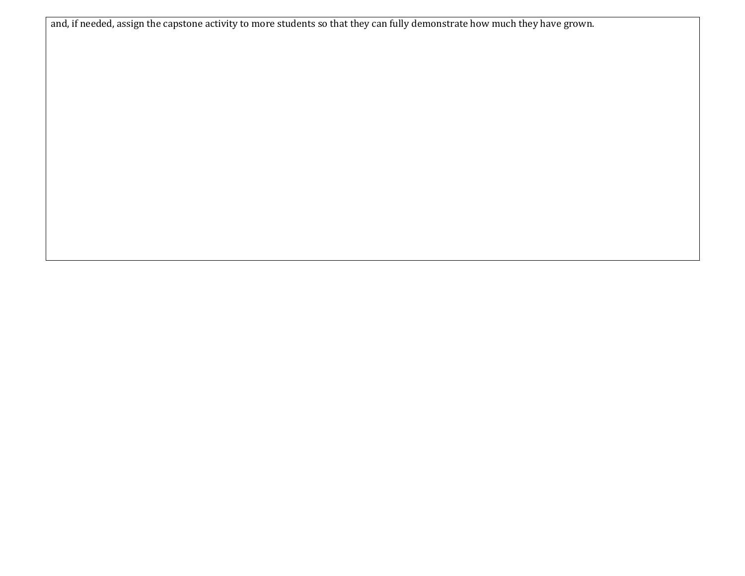and, if needed, assign the capstone activity to more students so that they can fully demonstrate how much they have grown.